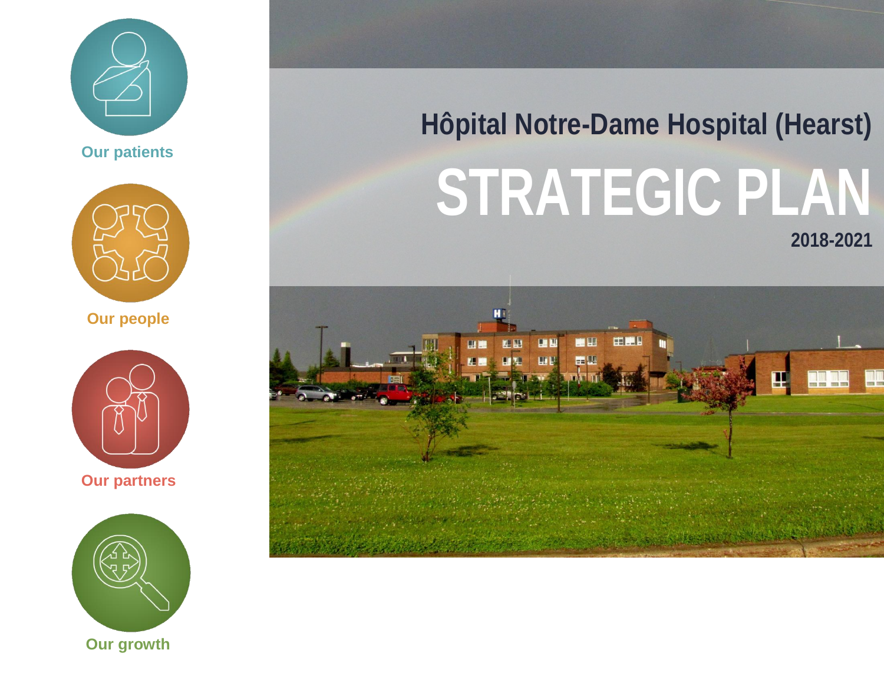Our patients

Our people

Our partners

Our growth

## Hôpital Notre-Dame Hospital (Hearst)

# STRATEGIC PLAN

**2018-2021**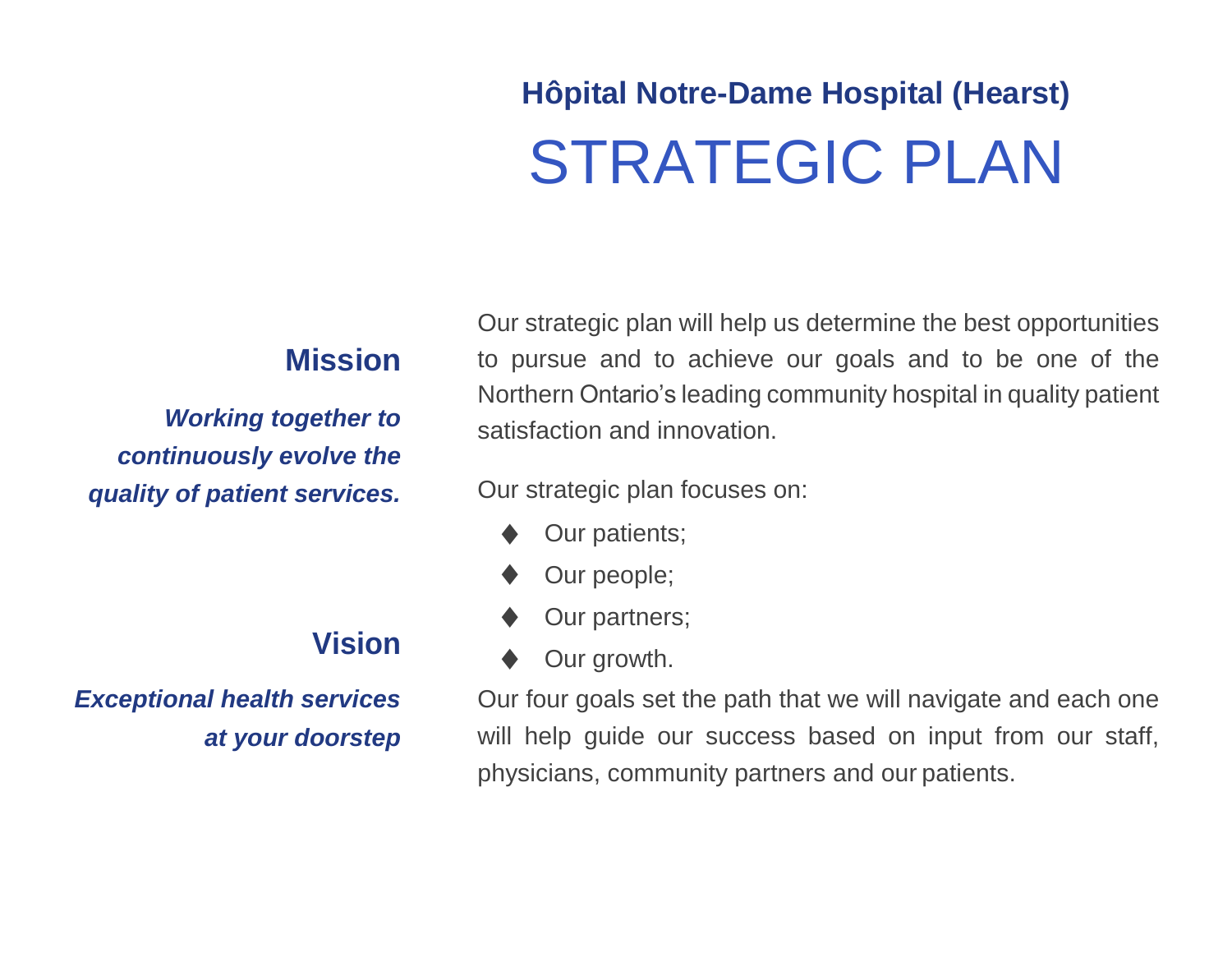**Hôpital Notre-Dame Hospital (Hearst)**

# STRATEGIC PLAN

## Mission

***Working together to continuously evolve the quality of patient services.***

## Vision

***Exceptional health services at your doorstep***

Our strategic plan will help us determine the best opportunities to pursue and to achieve our goals and to be one of the Northern Ontario's leading community hospital in quality patient satisfaction and innovation.

Our strategic plan focuses on:

- Our patients;
- Our people;
- Our partners;
- Our growth.

Our four goals set the path that we will navigate and each one will help guide our success based on input from our staff, physicians, community partners and our patients.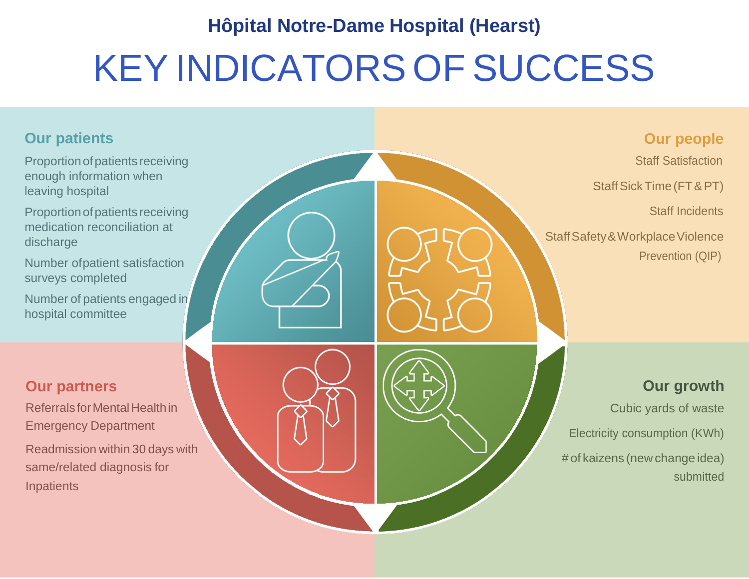# Hôpital Notre-Dame Hospital (Hearst)

# KEY INDICATORS OF SUCCESS

## Our patients

- Proportion of patients receiving enough information when leaving hospital
- Proportion of patients receiving medication reconciliation at discharge
- Number of patient satisfaction surveys completed
- Number of patients engaged in hospital committee

## Our people

- Staff Satisfaction
- Staff Sick Time (FT & PT)
- Staff Incidents
- Staff Safety & Workplace Violence Prevention (QIP)

## Our partners

- Referrals for Mental Health in Emergency Department
- Readmission within 30 days with same/related diagnosis for Inpatients

## Our growth

- Cubic yards of waste
- Electricity consumption (KWh)
- # of kaizens (new change idea) submitted